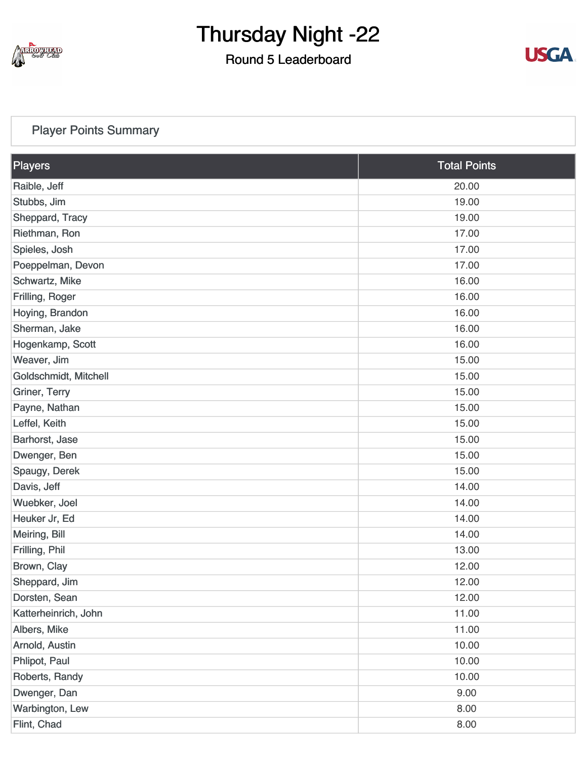# Thursday Night -22

## Round 5 Leaderboard

### Player Points Summary

| Players | Total Points |
|---|---|
| Raible, Jeff | 20.00 |
| Stubbs, Jim | 19.00 |
| Sheppard, Tracy | 19.00 |
| Riethman, Ron | 17.00 |
| Spieles, Josh | 17.00 |
| Poeppelman, Devon | 17.00 |
| Schwartz, Mike | 16.00 |
| Frilling, Roger | 16.00 |
| Hoying, Brandon | 16.00 |
| Sherman, Jake | 16.00 |
| Hogenkamp, Scott | 16.00 |
| Weaver, Jim | 15.00 |
| Goldschmidt, Mitchell | 15.00 |
| Griner, Terry | 15.00 |
| Payne, Nathan | 15.00 |
| Leffel, Keith | 15.00 |
| Barhorst, Jase | 15.00 |
| Dwenger, Ben | 15.00 |
| Spaugy, Derek | 15.00 |
| Davis, Jeff | 14.00 |
| Wuebker, Joel | 14.00 |
| Heuker Jr, Ed | 14.00 |
| Meiring, Bill | 14.00 |
| Frilling, Phil | 13.00 |
| Brown, Clay | 12.00 |
| Sheppard, Jim | 12.00 |
| Dorsten, Sean | 12.00 |
| Katterheinrich, John | 11.00 |
| Albers, Mike | 11.00 |
| Arnold, Austin | 10.00 |
| Phlipot, Paul | 10.00 |
| Roberts, Randy | 10.00 |
| Dwenger, Dan | 9.00 |
| Warbington, Lew | 8.00 |
| Flint, Chad | 8.00 |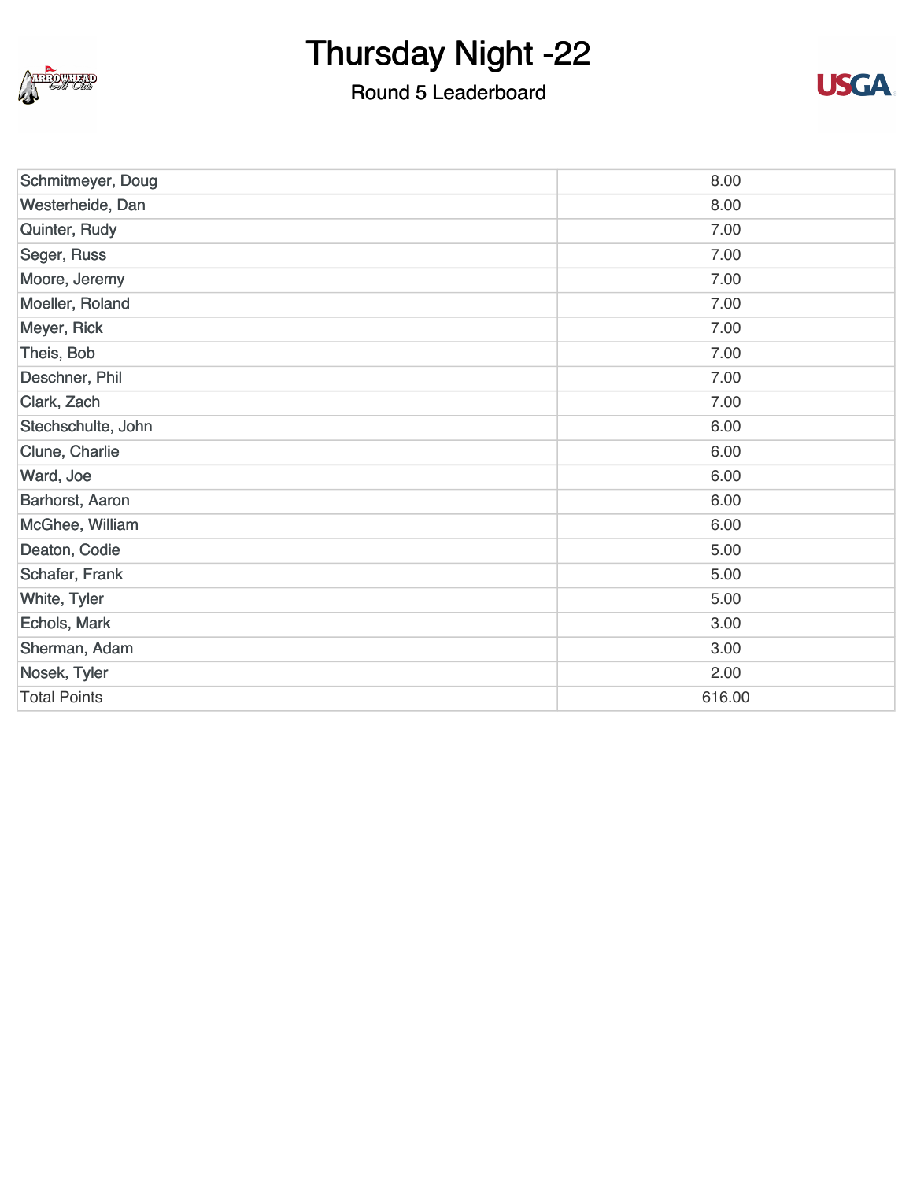| Schmitmeyer, Doug | 8.00 |
| --- | --- |
| Westerheide, Dan | 8.00 |
| Quinter, Rudy | 7.00 |
| Seger, Russ | 7.00 |
| Moore, Jeremy | 7.00 |
| Moeller, Roland | 7.00 |
| Meyer, Rick | 7.00 |
| Theis, Bob | 7.00 |
| Deschner, Phil | 7.00 |
| Clark, Zach | 7.00 |
| Stechschulte, John | 6.00 |
| Clune, Charlie | 6.00 |
| Ward, Joe | 6.00 |
| Barhorst, Aaron | 6.00 |
| McGhee, William | 6.00 |
| Deaton, Codie | 5.00 |
| Schafer, Frank | 5.00 |
| White, Tyler | 5.00 |
| Echols, Mark | 3.00 |
| Sherman, Adam | 3.00 |
| Nosek, Tyler | 2.00 |
| Total Points | 616.00 |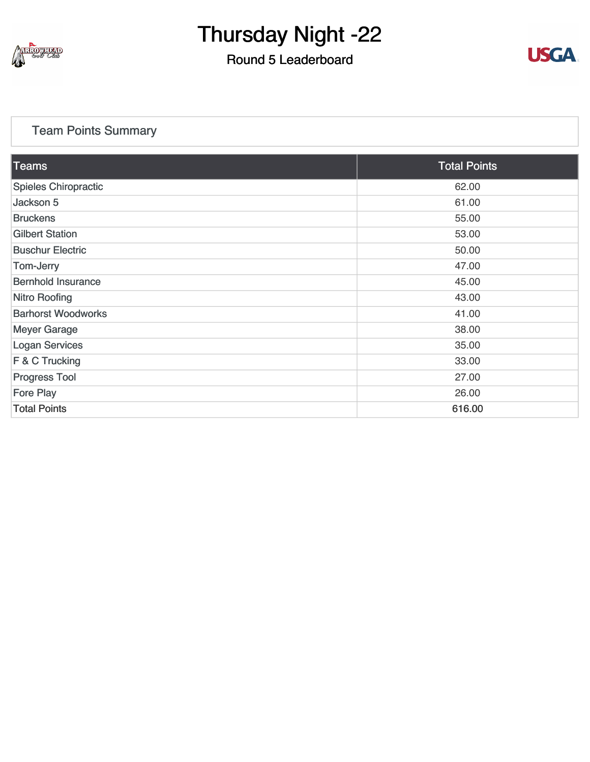# Thursday Night -22

## Round 5 Leaderboard

### Team Points Summary

| Teams | Total Points |
| --- | --- |
| Spieles Chiropractic | 62.00 |
| Jackson 5 | 61.00 |
| Bruckens | 55.00 |
| Gilbert Station | 53.00 |
| Buschur Electric | 50.00 |
| Tom-Jerry | 47.00 |
| Bernhold Insurance | 45.00 |
| Nitro Roofing | 43.00 |
| Barhorst Woodworks | 41.00 |
| Meyer Garage | 38.00 |
| Logan Services | 35.00 |
| F & C Trucking | 33.00 |
| Progress Tool | 27.00 |
| Fore Play | 26.00 |
| Total Points | 616.00 |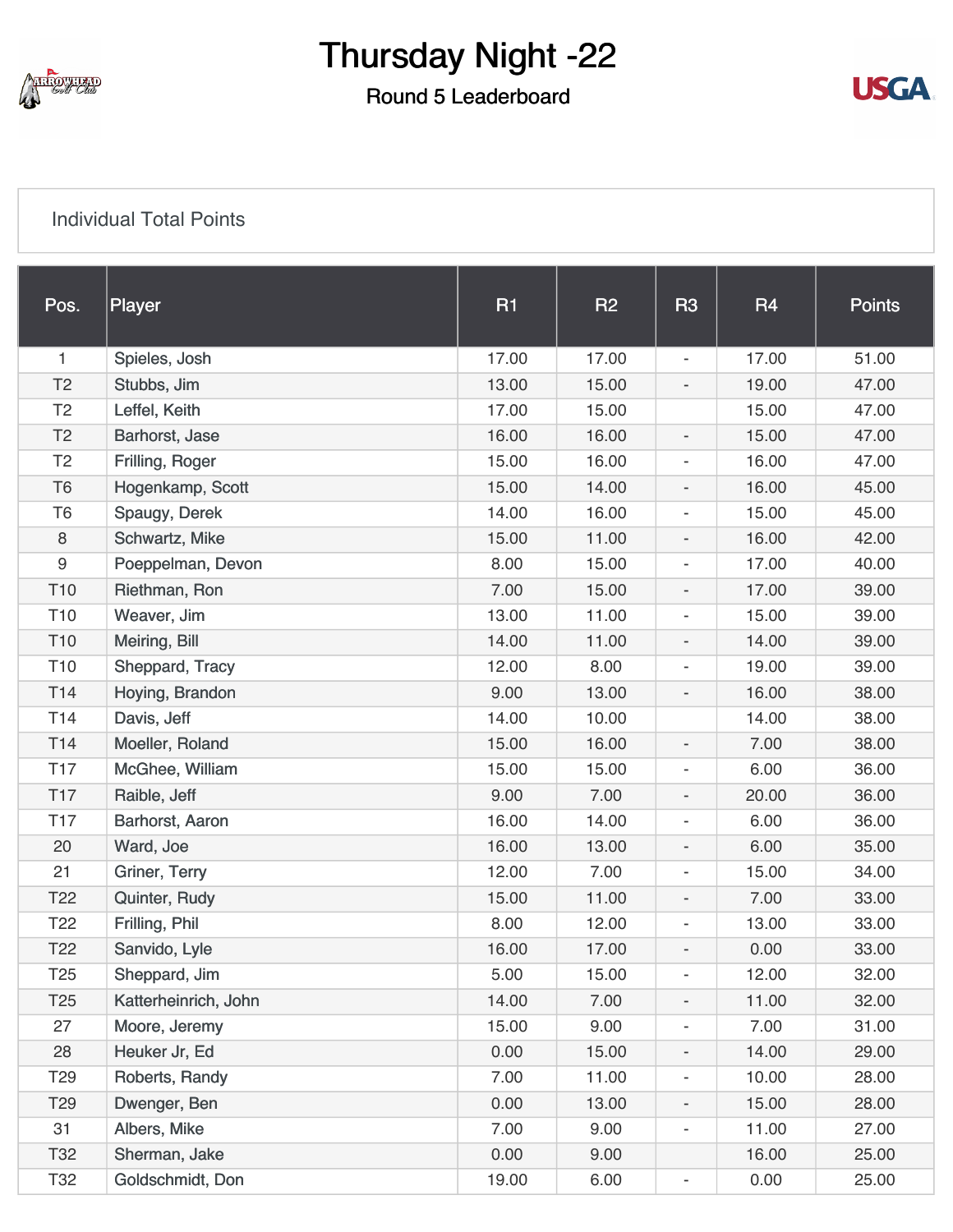# Thursday Night -22

## Round 5 Leaderboard

Individual Total Points

| Pos. | Player | R1 | R2 | R3 | R4 | Points |
|---|---|---|---|---|---|---|
| 1 | Spieles, Josh | 17.00 | 17.00 | - | 17.00 | 51.00 |
| T2 | Stubbs, Jim | 13.00 | 15.00 | - | 19.00 | 47.00 |
| T2 | Leffel, Keith | 17.00 | 15.00 | | 15.00 | 47.00 |
| T2 | Barhorst, Jase | 16.00 | 16.00 | - | 15.00 | 47.00 |
| T2 | Frilling, Roger | 15.00 | 16.00 | - | 16.00 | 47.00 |
| T6 | Hogenkamp, Scott | 15.00 | 14.00 | - | 16.00 | 45.00 |
| T6 | Spaugy, Derek | 14.00 | 16.00 | - | 15.00 | 45.00 |
| 8 | Schwartz, Mike | 15.00 | 11.00 | - | 16.00 | 42.00 |
| 9 | Poeppelman, Devon | 8.00 | 15.00 | - | 17.00 | 40.00 |
| T10 | Riethman, Ron | 7.00 | 15.00 | - | 17.00 | 39.00 |
| T10 | Weaver, Jim | 13.00 | 11.00 | - | 15.00 | 39.00 |
| T10 | Meiring, Bill | 14.00 | 11.00 | - | 14.00 | 39.00 |
| T10 | Sheppard, Tracy | 12.00 | 8.00 | - | 19.00 | 39.00 |
| T14 | Hoying, Brandon | 9.00 | 13.00 | - | 16.00 | 38.00 |
| T14 | Davis, Jeff | 14.00 | 10.00 | | 14.00 | 38.00 |
| T14 | Moeller, Roland | 15.00 | 16.00 | - | 7.00 | 38.00 |
| T17 | McGhee, William | 15.00 | 15.00 | - | 6.00 | 36.00 |
| T17 | Raible, Jeff | 9.00 | 7.00 | - | 20.00 | 36.00 |
| T17 | Barhorst, Aaron | 16.00 | 14.00 | - | 6.00 | 36.00 |
| 20 | Ward, Joe | 16.00 | 13.00 | - | 6.00 | 35.00 |
| 21 | Griner, Terry | 12.00 | 7.00 | - | 15.00 | 34.00 |
| T22 | Quinter, Rudy | 15.00 | 11.00 | - | 7.00 | 33.00 |
| T22 | Frilling, Phil | 8.00 | 12.00 | - | 13.00 | 33.00 |
| T22 | Sanvido, Lyle | 16.00 | 17.00 | - | 0.00 | 33.00 |
| T25 | Sheppard, Jim | 5.00 | 15.00 | - | 12.00 | 32.00 |
| T25 | Katterheinrich, John | 14.00 | 7.00 | - | 11.00 | 32.00 |
| 27 | Moore, Jeremy | 15.00 | 9.00 | - | 7.00 | 31.00 |
| 28 | Heuker Jr, Ed | 0.00 | 15.00 | - | 14.00 | 29.00 |
| T29 | Roberts, Randy | 7.00 | 11.00 | - | 10.00 | 28.00 |
| T29 | Dwenger, Ben | 0.00 | 13.00 | - | 15.00 | 28.00 |
| 31 | Albers, Mike | 7.00 | 9.00 | - | 11.00 | 27.00 |
| T32 | Sherman, Jake | 0.00 | 9.00 | | 16.00 | 25.00 |
| T32 | Goldschmidt, Don | 19.00 | 6.00 | - | 0.00 | 25.00 |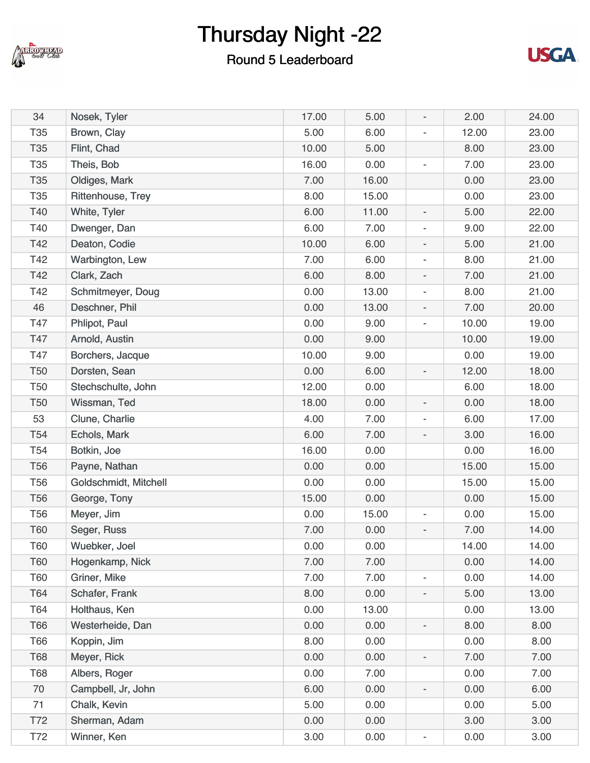# Thursday Night -22

## Round 5 Leaderboard

| | | | | | | |
|---|---|---|---|---|---|---|
| 34 | Nosek, Tyler | 17.00 | 5.00 | - | 2.00 | 24.00 |
| T35 | Brown, Clay | 5.00 | 6.00 | - | 12.00 | 23.00 |
| T35 | Flint, Chad | 10.00 | 5.00 | | 8.00 | 23.00 |
| T35 | Theis, Bob | 16.00 | 0.00 | - | 7.00 | 23.00 |
| T35 | Oldiges, Mark | 7.00 | 16.00 | | 0.00 | 23.00 |
| T35 | Rittenhouse, Trey | 8.00 | 15.00 | | 0.00 | 23.00 |
| T40 | White, Tyler | 6.00 | 11.00 | - | 5.00 | 22.00 |
| T40 | Dwenger, Dan | 6.00 | 7.00 | - | 9.00 | 22.00 |
| T42 | Deaton, Codie | 10.00 | 6.00 | - | 5.00 | 21.00 |
| T42 | Warbington, Lew | 7.00 | 6.00 | - | 8.00 | 21.00 |
| T42 | Clark, Zach | 6.00 | 8.00 | - | 7.00 | 21.00 |
| T42 | Schmitmeyer, Doug | 0.00 | 13.00 | - | 8.00 | 21.00 |
| 46 | Deschner, Phil | 0.00 | 13.00 | - | 7.00 | 20.00 |
| T47 | Phlipot, Paul | 0.00 | 9.00 | - | 10.00 | 19.00 |
| T47 | Arnold, Austin | 0.00 | 9.00 | | 10.00 | 19.00 |
| T47 | Borchers, Jacque | 10.00 | 9.00 | | 0.00 | 19.00 |
| T50 | Dorsten, Sean | 0.00 | 6.00 | - | 12.00 | 18.00 |
| T50 | Stechschulte, John | 12.00 | 0.00 | | 6.00 | 18.00 |
| T50 | Wissman, Ted | 18.00 | 0.00 | - | 0.00 | 18.00 |
| 53 | Clune, Charlie | 4.00 | 7.00 | - | 6.00 | 17.00 |
| T54 | Echols, Mark | 6.00 | 7.00 | - | 3.00 | 16.00 |
| T54 | Botkin, Joe | 16.00 | 0.00 | | 0.00 | 16.00 |
| T56 | Payne, Nathan | 0.00 | 0.00 | | 15.00 | 15.00 |
| T56 | Goldschmidt, Mitchell | 0.00 | 0.00 | | 15.00 | 15.00 |
| T56 | George, Tony | 15.00 | 0.00 | | 0.00 | 15.00 |
| T56 | Meyer, Jim | 0.00 | 15.00 | - | 0.00 | 15.00 |
| T60 | Seger, Russ | 7.00 | 0.00 | - | 7.00 | 14.00 |
| T60 | Wuebker, Joel | 0.00 | 0.00 | | 14.00 | 14.00 |
| T60 | Hogenkamp, Nick | 7.00 | 7.00 | | 0.00 | 14.00 |
| T60 | Griner, Mike | 7.00 | 7.00 | - | 0.00 | 14.00 |
| T64 | Schafer, Frank | 8.00 | 0.00 | - | 5.00 | 13.00 |
| T64 | Holthaus, Ken | 0.00 | 13.00 | | 0.00 | 13.00 |
| T66 | Westerheide, Dan | 0.00 | 0.00 | - | 8.00 | 8.00 |
| T66 | Koppin, Jim | 8.00 | 0.00 | | 0.00 | 8.00 |
| T68 | Meyer, Rick | 0.00 | 0.00 | - | 7.00 | 7.00 |
| T68 | Albers, Roger | 0.00 | 7.00 | | 0.00 | 7.00 |
| 70 | Campbell, Jr, John | 6.00 | 0.00 | - | 0.00 | 6.00 |
| 71 | Chalk, Kevin | 5.00 | 0.00 | | 0.00 | 5.00 |
| T72 | Sherman, Adam | 0.00 | 0.00 | | 3.00 | 3.00 |
| T72 | Winner, Ken | 3.00 | 0.00 | - | 0.00 | 3.00 |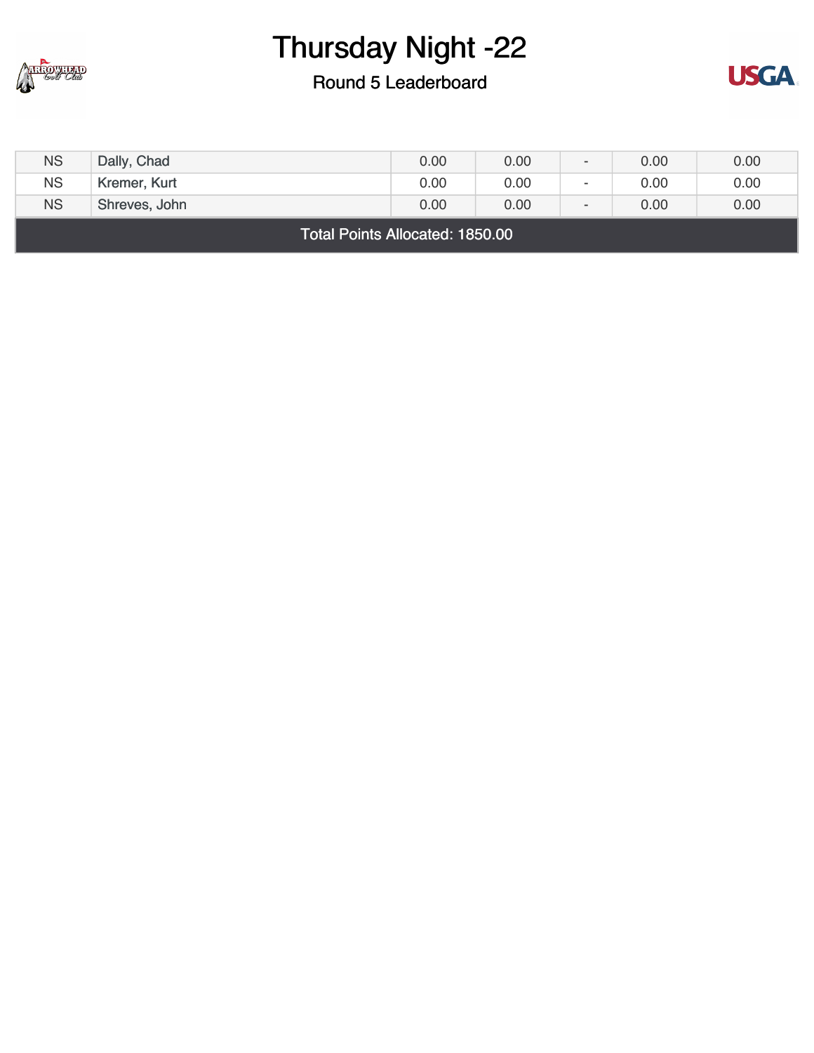# Thursday Night -22

## Round 5 Leaderboard

| | | | | | | |
|---|---|---|---|---|---|---|
| NS | Dally, Chad | 0.00 | 0.00 | - | 0.00 | 0.00 |
| NS | Kremer, Kurt | 0.00 | 0.00 | - | 0.00 | 0.00 |
| NS | Shreves, John | 0.00 | 0.00 | - | 0.00 | 0.00 |

Total Points Allocated: 1850.00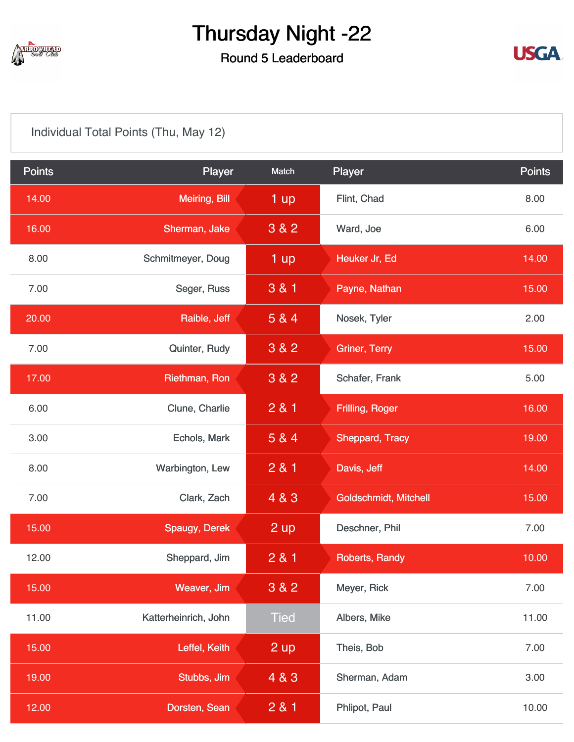# Thursday Night -22

## Round 5 Leaderboard

Individual Total Points (Thu, May 12)

| Points | Player | Match | Player | Points |
|---|---|---|---|---|
| 14.00 | Meiring, Bill | 1 up | Flint, Chad | 8.00 |
| 16.00 | Sherman, Jake | 3 & 2 | Ward, Joe | 6.00 |
| 8.00 | Schmitmeyer, Doug | 1 up | Heuker Jr, Ed | 14.00 |
| 7.00 | Seger, Russ | 3 & 1 | Payne, Nathan | 15.00 |
| 20.00 | Raible, Jeff | 5 & 4 | Nosek, Tyler | 2.00 |
| 7.00 | Quinter, Rudy | 3 & 2 | Griner, Terry | 15.00 |
| 17.00 | Riethman, Ron | 3 & 2 | Schafer, Frank | 5.00 |
| 6.00 | Clune, Charlie | 2 & 1 | Frilling, Roger | 16.00 |
| 3.00 | Echols, Mark | 5 & 4 | Sheppard, Tracy | 19.00 |
| 8.00 | Warbington, Lew | 2 & 1 | Davis, Jeff | 14.00 |
| 7.00 | Clark, Zach | 4 & 3 | Goldschmidt, Mitchell | 15.00 |
| 15.00 | Spaugy, Derek | 2 up | Deschner, Phil | 7.00 |
| 12.00 | Sheppard, Jim | 2 & 1 | Roberts, Randy | 10.00 |
| 15.00 | Weaver, Jim | 3 & 2 | Meyer, Rick | 7.00 |
| 11.00 | Katterheinrich, John | Tied | Albers, Mike | 11.00 |
| 15.00 | Leffel, Keith | 2 up | Theis, Bob | 7.00 |
| 19.00 | Stubbs, Jim | 4 & 3 | Sherman, Adam | 3.00 |
| 12.00 | Dorsten, Sean | 2 & 1 | Phlipot, Paul | 10.00 |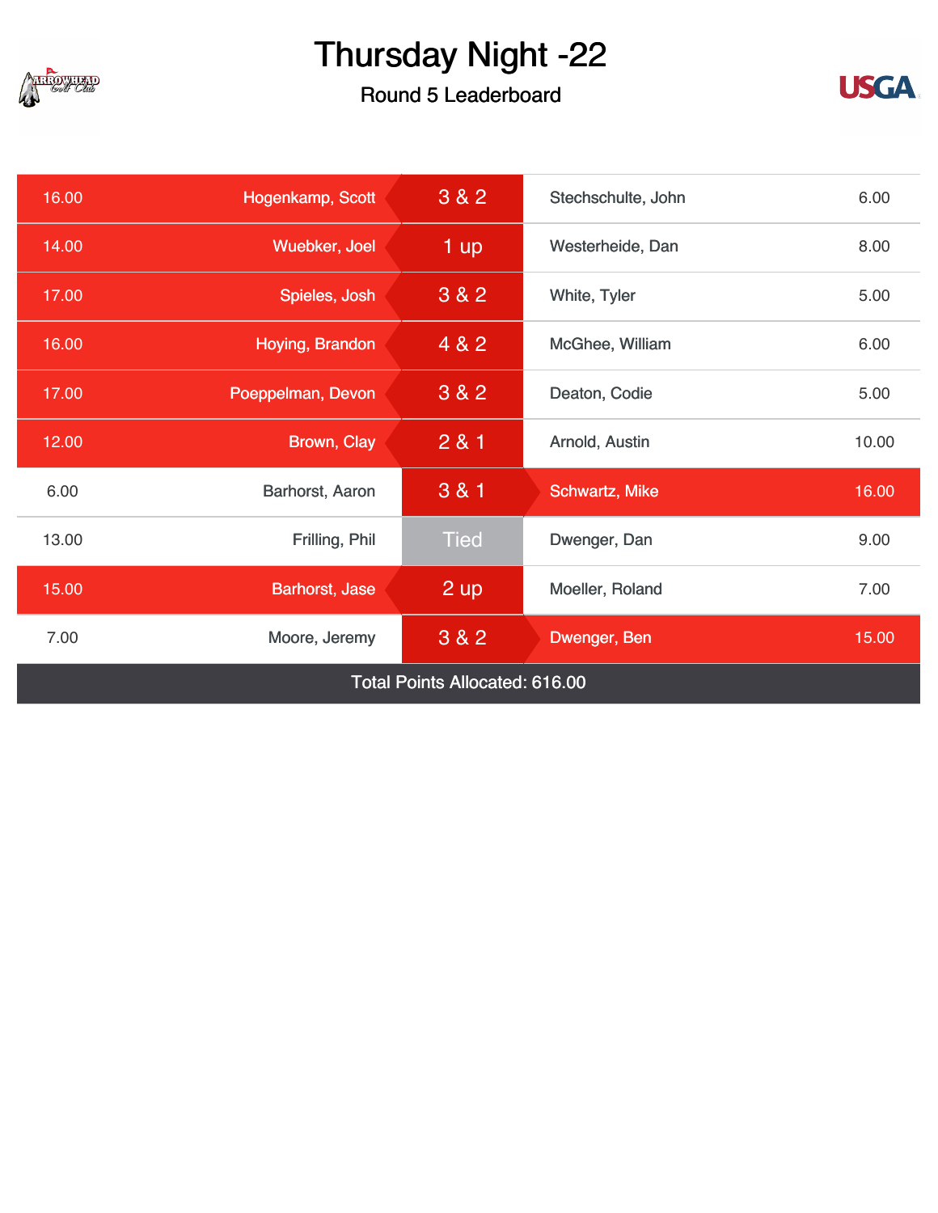# Thursday Night -22

## Round 5 Leaderboard

| Points | Player | Result | Player | Points |
|---|---|---|---|---|
| 16.00 | Hogenkamp, Scott | 3 & 2 | Stechschulte, John | 6.00 |
| 14.00 | Wuebker, Joel | 1 up | Westerheide, Dan | 8.00 |
| 17.00 | Spieles, Josh | 3 & 2 | White, Tyler | 5.00 |
| 16.00 | Hoying, Brandon | 4 & 2 | McGhee, William | 6.00 |
| 17.00 | Poeppelman, Devon | 3 & 2 | Deaton, Codie | 5.00 |
| 12.00 | Brown, Clay | 2 & 1 | Arnold, Austin | 10.00 |
| 6.00 | Barhorst, Aaron | 3 & 1 | Schwartz, Mike | 16.00 |
| 13.00 | Frilling, Phil | Tied | Dwenger, Dan | 9.00 |
| 15.00 | Barhorst, Jase | 2 up | Moeller, Roland | 7.00 |
| 7.00 | Moore, Jeremy | 3 & 2 | Dwenger, Ben | 15.00 |

Total Points Allocated: 616.00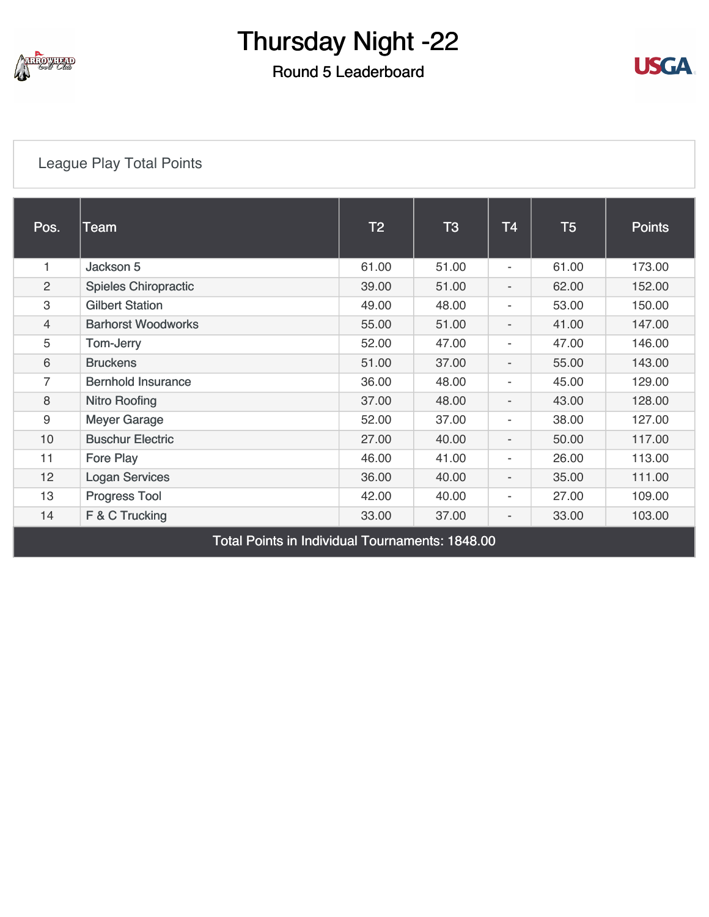# Thursday Night -22

## Round 5 Leaderboard

League Play Total Points

| Pos. | Team | T2 | T3 | T4 | T5 | Points |
|---|---|---|---|---|---|---|
| 1 | Jackson 5 | 61.00 | 51.00 | - | 61.00 | 173.00 |
| 2 | Spieles Chiropractic | 39.00 | 51.00 | - | 62.00 | 152.00 |
| 3 | Gilbert Station | 49.00 | 48.00 | - | 53.00 | 150.00 |
| 4 | Barhorst Woodworks | 55.00 | 51.00 | - | 41.00 | 147.00 |
| 5 | Tom-Jerry | 52.00 | 47.00 | - | 47.00 | 146.00 |
| 6 | Bruckens | 51.00 | 37.00 | - | 55.00 | 143.00 |
| 7 | Bernhold Insurance | 36.00 | 48.00 | - | 45.00 | 129.00 |
| 8 | Nitro Roofing | 37.00 | 48.00 | - | 43.00 | 128.00 |
| 9 | Meyer Garage | 52.00 | 37.00 | - | 38.00 | 127.00 |
| 10 | Buschur Electric | 27.00 | 40.00 | - | 50.00 | 117.00 |
| 11 | Fore Play | 46.00 | 41.00 | - | 26.00 | 113.00 |
| 12 | Logan Services | 36.00 | 40.00 | - | 35.00 | 111.00 |
| 13 | Progress Tool | 42.00 | 40.00 | - | 27.00 | 109.00 |
| 14 | F & C Trucking | 33.00 | 37.00 | - | 33.00 | 103.00 |
| Total Points in Individual Tournaments: 1848.00 | | | | | | |